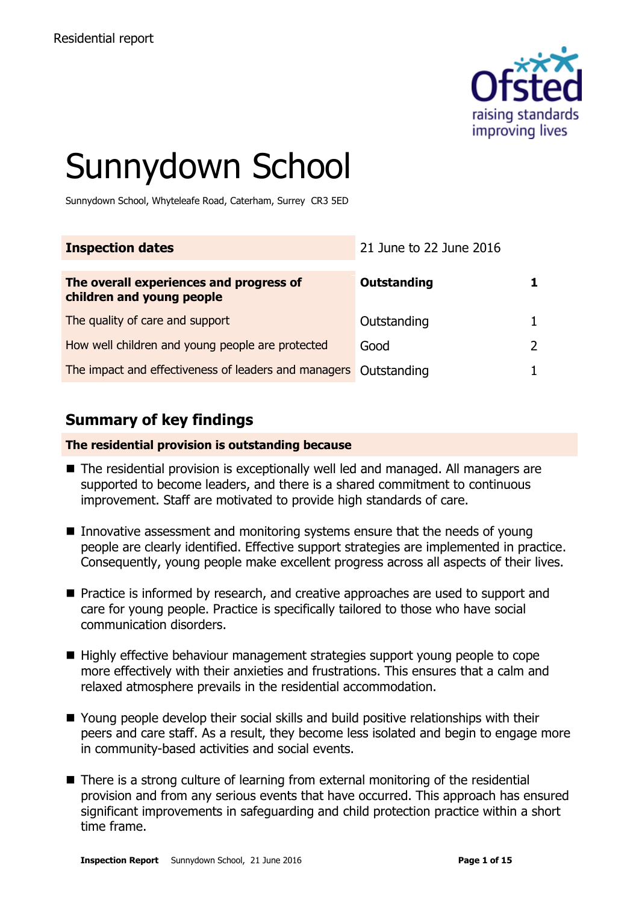Residential report

# Sunnydown School

Sunnydown School, Whyteleafe Road, Caterham, Surrey CR3 5ED

| Inspection dates | 21 June to 22 June 2016 | |
|---|---|---|
| **The overall experiences and progress of children and young people** | **Outstanding** | **1** |
| The quality of care and support | Outstanding | 1 |
| How well children and young people are protected | Good | 2 |
| The impact and effectiveness of leaders and managers | Outstanding | 1 |

## Summary of key findings

**The residential provision is outstanding because**

- The residential provision is exceptionally well led and managed. All managers are supported to become leaders, and there is a shared commitment to continuous improvement. Staff are motivated to provide high standards of care.
- Innovative assessment and monitoring systems ensure that the needs of young people are clearly identified. Effective support strategies are implemented in practice. Consequently, young people make excellent progress across all aspects of their lives.
- Practice is informed by research, and creative approaches are used to support and care for young people. Practice is specifically tailored to those who have social communication disorders.
- Highly effective behaviour management strategies support young people to cope more effectively with their anxieties and frustrations. This ensures that a calm and relaxed atmosphere prevails in the residential accommodation.
- Young people develop their social skills and build positive relationships with their peers and care staff. As a result, they become less isolated and begin to engage more in community-based activities and social events.
- There is a strong culture of learning from external monitoring of the residential provision and from any serious events that have occurred. This approach has ensured significant improvements in safeguarding and child protection practice within a short time frame.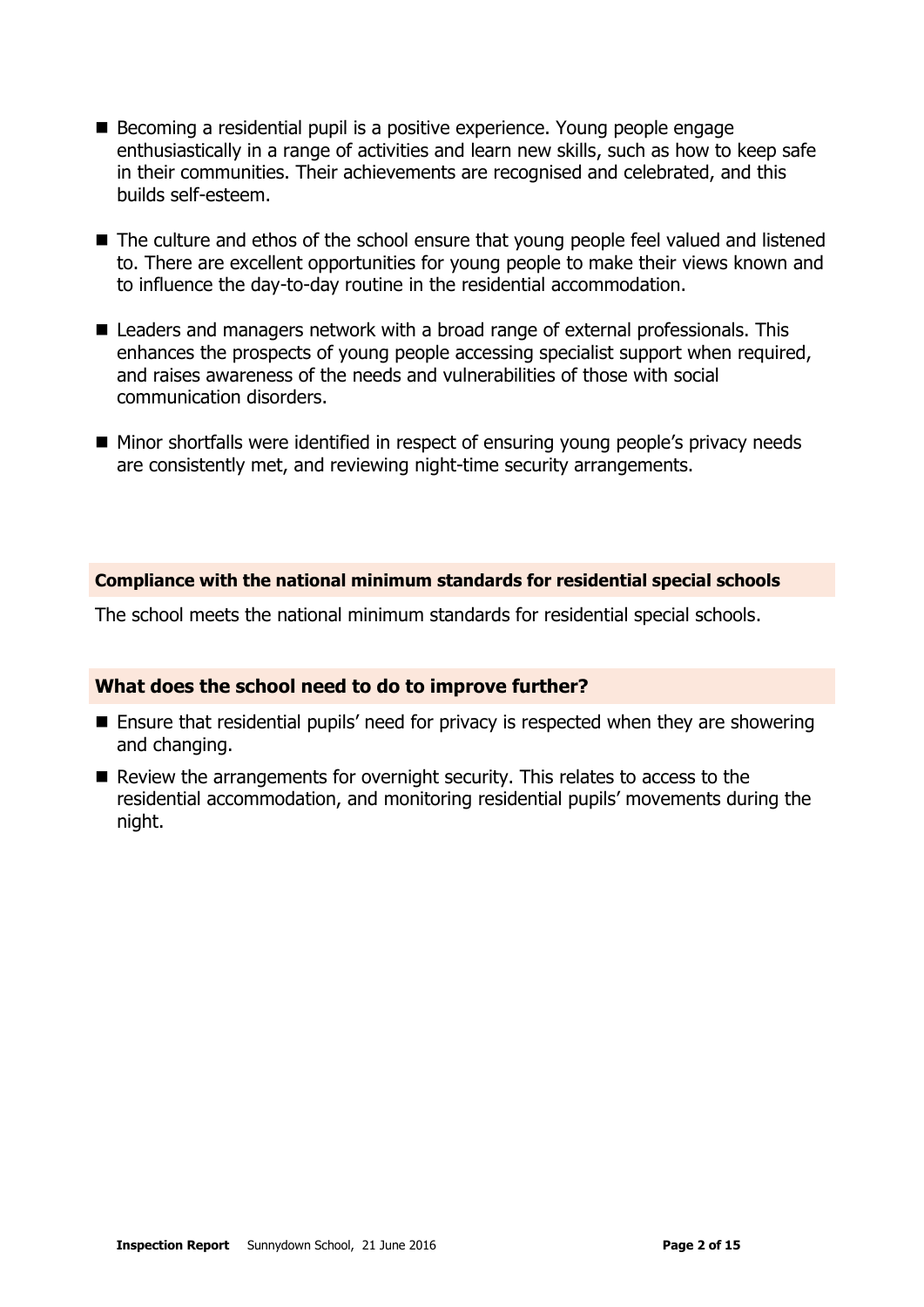- Becoming a residential pupil is a positive experience. Young people engage enthusiastically in a range of activities and learn new skills, such as how to keep safe in their communities. Their achievements are recognised and celebrated, and this builds self-esteem.
- The culture and ethos of the school ensure that young people feel valued and listened to. There are excellent opportunities for young people to make their views known and to influence the day-to-day routine in the residential accommodation.
- Leaders and managers network with a broad range of external professionals. This enhances the prospects of young people accessing specialist support when required, and raises awareness of the needs and vulnerabilities of those with social communication disorders.
- Minor shortfalls were identified in respect of ensuring young people's privacy needs are consistently met, and reviewing night-time security arrangements.

## Compliance with the national minimum standards for residential special schools

The school meets the national minimum standards for residential special schools.

## What does the school need to do to improve further?

- Ensure that residential pupils' need for privacy is respected when they are showering and changing.
- Review the arrangements for overnight security. This relates to access to the residential accommodation, and monitoring residential pupils' movements during the night.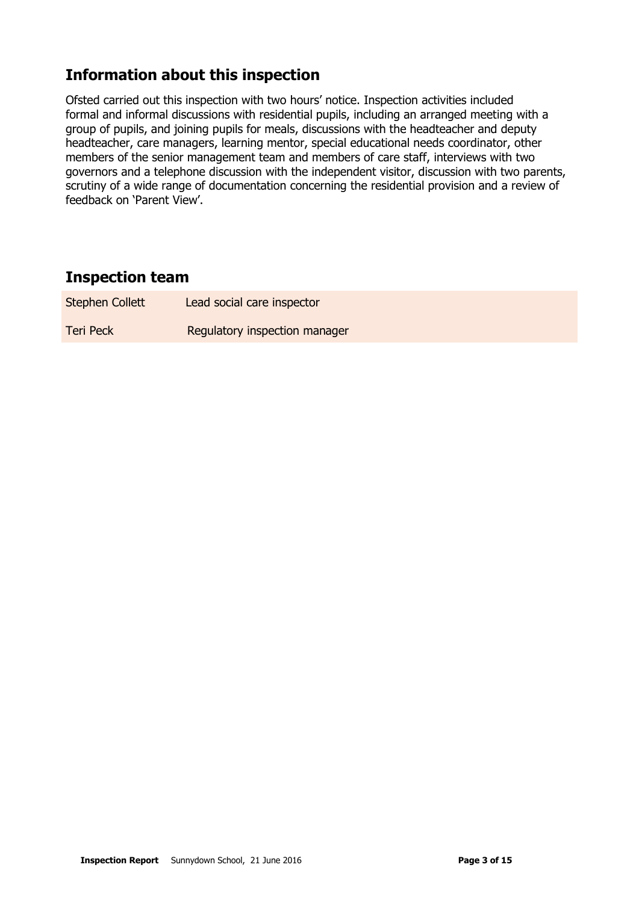## Information about this inspection

Ofsted carried out this inspection with two hours' notice. Inspection activities included formal and informal discussions with residential pupils, including an arranged meeting with a group of pupils, and joining pupils for meals, discussions with the headteacher and deputy headteacher, care managers, learning mentor, special educational needs coordinator, other members of the senior management team and members of care staff, interviews with two governors and a telephone discussion with the independent visitor, discussion with two parents, scrutiny of a wide range of documentation concerning the residential provision and a review of feedback on 'Parent View'.

## Inspection team

| | |
|---|---|
| Stephen Collett | Lead social care inspector |
| Teri Peck | Regulatory inspection manager |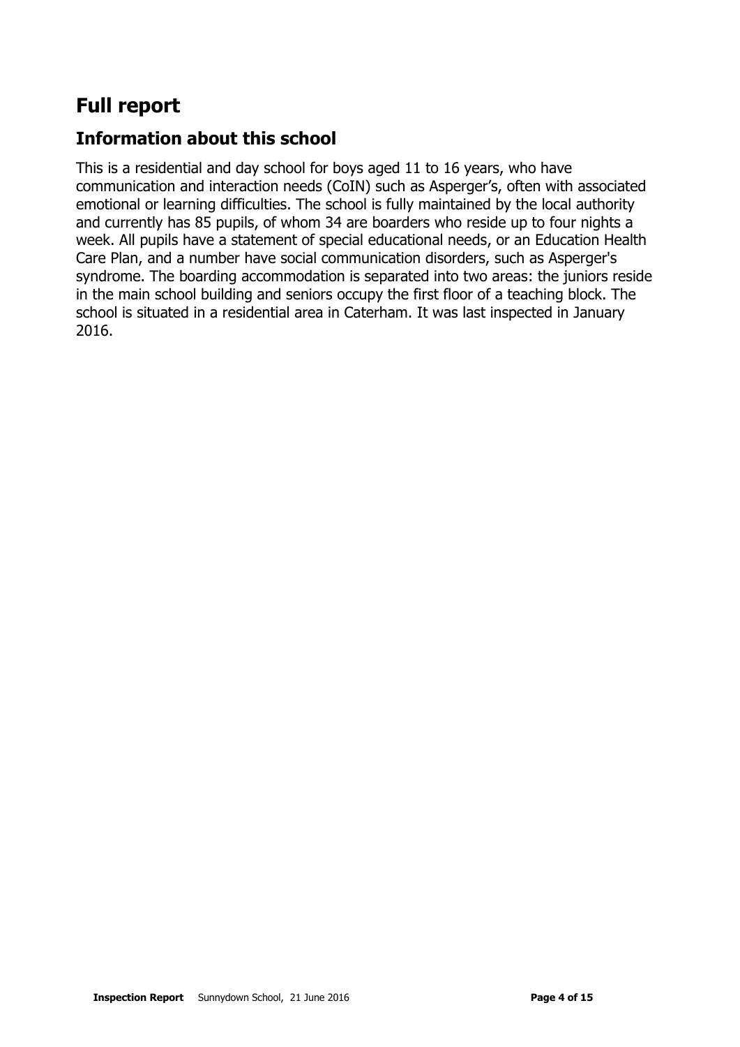# Full report

## Information about this school

This is a residential and day school for boys aged 11 to 16 years, who have communication and interaction needs (CoIN) such as Asperger's, often with associated emotional or learning difficulties. The school is fully maintained by the local authority and currently has 85 pupils, of whom 34 are boarders who reside up to four nights a week. All pupils have a statement of special educational needs, or an Education Health Care Plan, and a number have social communication disorders, such as Asperger's syndrome. The boarding accommodation is separated into two areas: the juniors reside in the main school building and seniors occupy the first floor of a teaching block. The school is situated in a residential area in Caterham. It was last inspected in January 2016.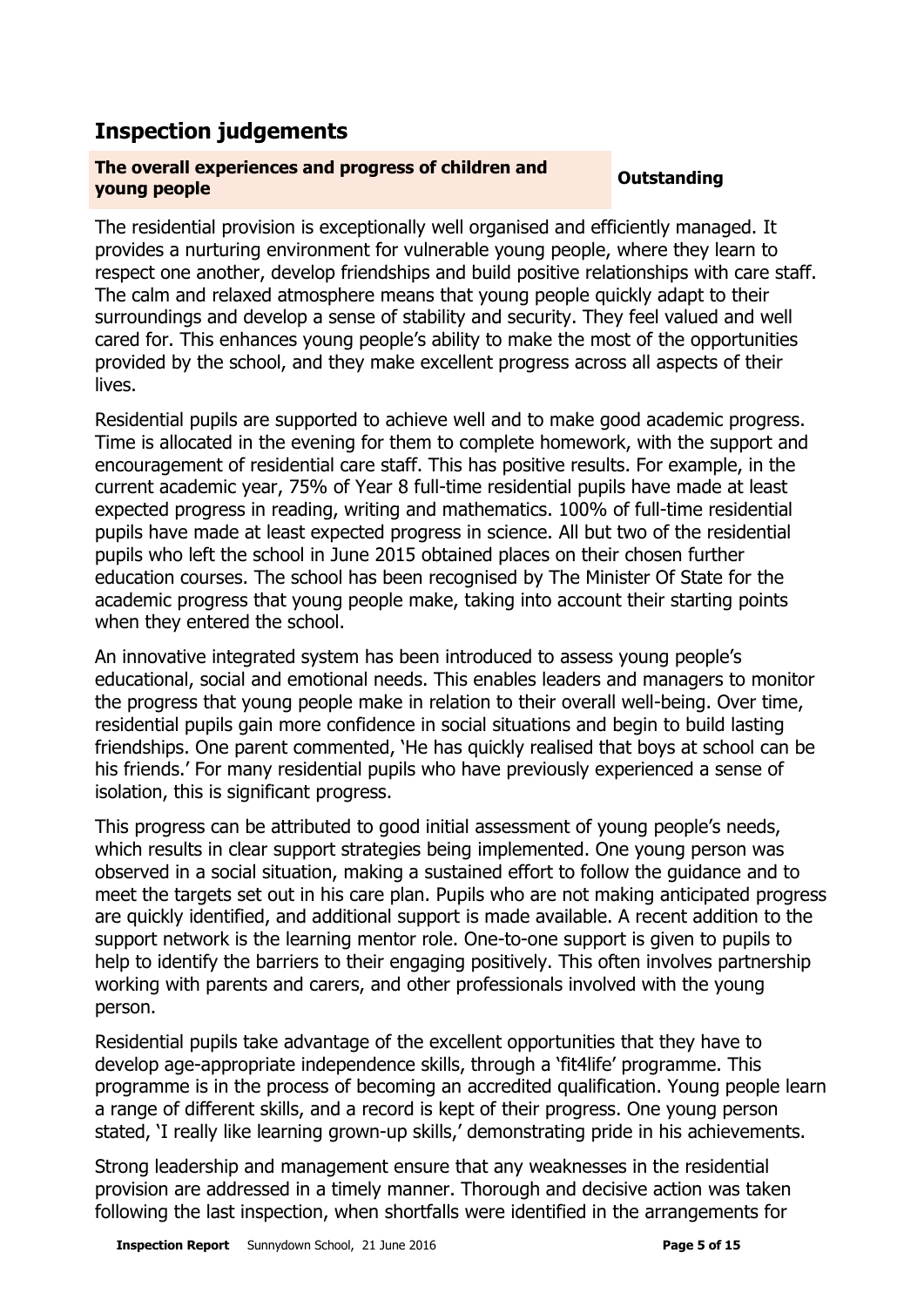## Inspection judgements

| The overall experiences and progress of children and young people | Outstanding |
| --- | --- |

The residential provision is exceptionally well organised and efficiently managed. It provides a nurturing environment for vulnerable young people, where they learn to respect one another, develop friendships and build positive relationships with care staff. The calm and relaxed atmosphere means that young people quickly adapt to their surroundings and develop a sense of stability and security. They feel valued and well cared for. This enhances young people's ability to make the most of the opportunities provided by the school, and they make excellent progress across all aspects of their lives.

Residential pupils are supported to achieve well and to make good academic progress. Time is allocated in the evening for them to complete homework, with the support and encouragement of residential care staff. This has positive results. For example, in the current academic year, 75% of Year 8 full-time residential pupils have made at least expected progress in reading, writing and mathematics. 100% of full-time residential pupils have made at least expected progress in science. All but two of the residential pupils who left the school in June 2015 obtained places on their chosen further education courses. The school has been recognised by The Minister Of State for the academic progress that young people make, taking into account their starting points when they entered the school.

An innovative integrated system has been introduced to assess young people's educational, social and emotional needs. This enables leaders and managers to monitor the progress that young people make in relation to their overall well-being. Over time, residential pupils gain more confidence in social situations and begin to build lasting friendships. One parent commented, 'He has quickly realised that boys at school can be his friends.' For many residential pupils who have previously experienced a sense of isolation, this is significant progress.

This progress can be attributed to good initial assessment of young people's needs, which results in clear support strategies being implemented. One young person was observed in a social situation, making a sustained effort to follow the guidance and to meet the targets set out in his care plan. Pupils who are not making anticipated progress are quickly identified, and additional support is made available. A recent addition to the support network is the learning mentor role. One-to-one support is given to pupils to help to identify the barriers to their engaging positively. This often involves partnership working with parents and carers, and other professionals involved with the young person.

Residential pupils take advantage of the excellent opportunities that they have to develop age-appropriate independence skills, through a 'fit4life' programme. This programme is in the process of becoming an accredited qualification. Young people learn a range of different skills, and a record is kept of their progress. One young person stated, 'I really like learning grown-up skills,' demonstrating pride in his achievements.

Strong leadership and management ensure that any weaknesses in the residential provision are addressed in a timely manner. Thorough and decisive action was taken following the last inspection, when shortfalls were identified in the arrangements for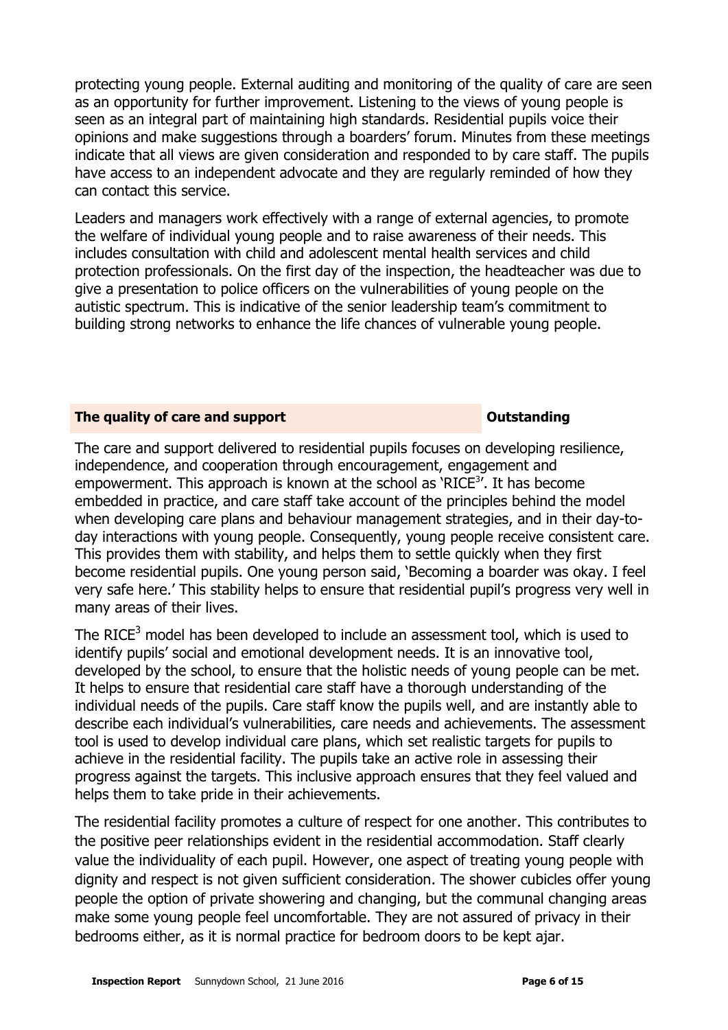protecting young people. External auditing and monitoring of the quality of care are seen as an opportunity for further improvement. Listening to the views of young people is seen as an integral part of maintaining high standards. Residential pupils voice their opinions and make suggestions through a boarders' forum. Minutes from these meetings indicate that all views are given consideration and responded to by care staff. The pupils have access to an independent advocate and they are regularly reminded of how they can contact this service.

Leaders and managers work effectively with a range of external agencies, to promote the welfare of individual young people and to raise awareness of their needs. This includes consultation with child and adolescent mental health services and child protection professionals. On the first day of the inspection, the headteacher was due to give a presentation to police officers on the vulnerabilities of young people on the autistic spectrum. This is indicative of the senior leadership team's commitment to building strong networks to enhance the life chances of vulnerable young people.

| **The quality of care and support** | **Outstanding** |
| --- | --- |

The care and support delivered to residential pupils focuses on developing resilience, independence, and cooperation through encouragement, engagement and empowerment. This approach is known at the school as 'RICE[3]'. It has become embedded in practice, and care staff take account of the principles behind the model when developing care plans and behaviour management strategies, and in their day-to-day interactions with young people. Consequently, young people receive consistent care. This provides them with stability, and helps them to settle quickly when they first become residential pupils. One young person said, 'Becoming a boarder was okay. I feel very safe here.' This stability helps to ensure that residential pupil's progress very well in many areas of their lives.

The RICE[3] model has been developed to include an assessment tool, which is used to identify pupils' social and emotional development needs. It is an innovative tool, developed by the school, to ensure that the holistic needs of young people can be met. It helps to ensure that residential care staff have a thorough understanding of the individual needs of the pupils. Care staff know the pupils well, and are instantly able to describe each individual's vulnerabilities, care needs and achievements. The assessment tool is used to develop individual care plans, which set realistic targets for pupils to achieve in the residential facility. The pupils take an active role in assessing their progress against the targets. This inclusive approach ensures that they feel valued and helps them to take pride in their achievements.

The residential facility promotes a culture of respect for one another. This contributes to the positive peer relationships evident in the residential accommodation. Staff clearly value the individuality of each pupil. However, one aspect of treating young people with dignity and respect is not given sufficient consideration. The shower cubicles offer young people the option of private showering and changing, but the communal changing areas make some young people feel uncomfortable. They are not assured of privacy in their bedrooms either, as it is normal practice for bedroom doors to be kept ajar.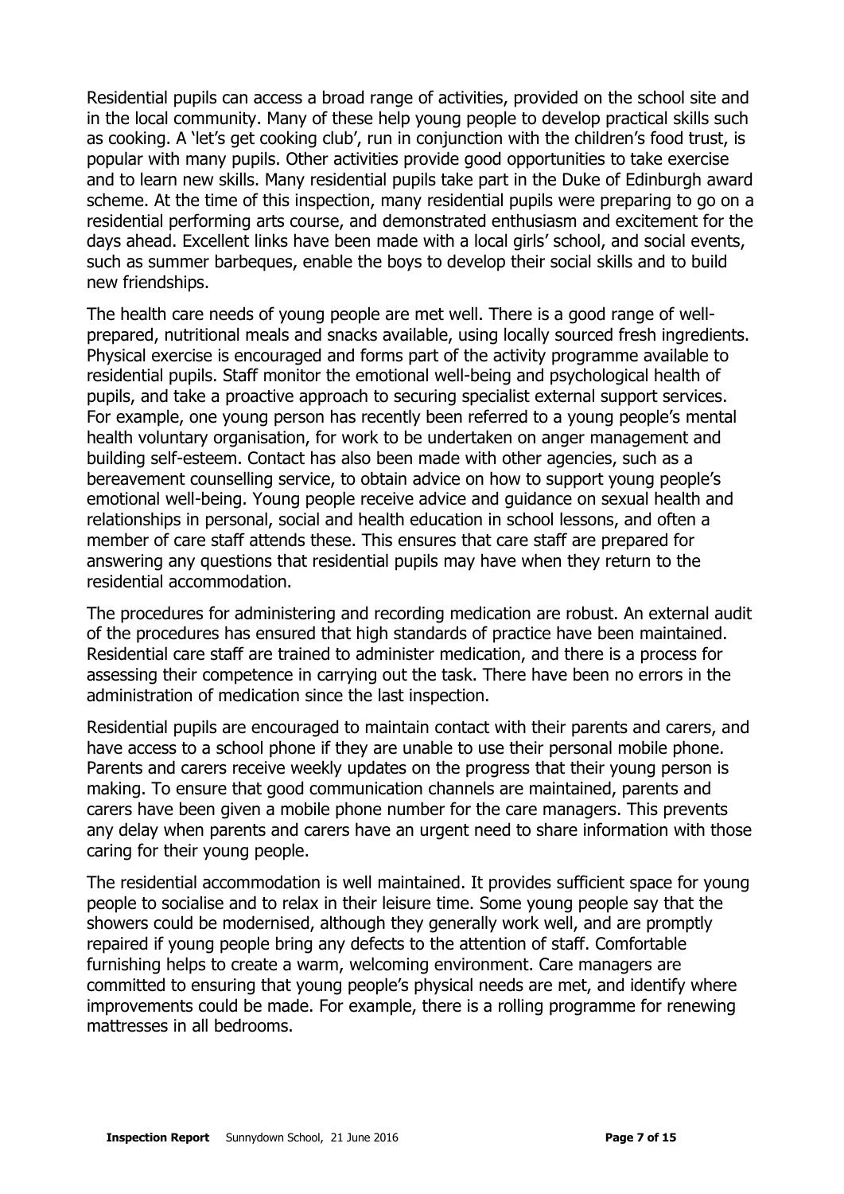Residential pupils can access a broad range of activities, provided on the school site and in the local community. Many of these help young people to develop practical skills such as cooking. A 'let's get cooking club', run in conjunction with the children's food trust, is popular with many pupils. Other activities provide good opportunities to take exercise and to learn new skills. Many residential pupils take part in the Duke of Edinburgh award scheme. At the time of this inspection, many residential pupils were preparing to go on a residential performing arts course, and demonstrated enthusiasm and excitement for the days ahead. Excellent links have been made with a local girls' school, and social events, such as summer barbeques, enable the boys to develop their social skills and to build new friendships.

The health care needs of young people are met well. There is a good range of well-prepared, nutritional meals and snacks available, using locally sourced fresh ingredients. Physical exercise is encouraged and forms part of the activity programme available to residential pupils. Staff monitor the emotional well-being and psychological health of pupils, and take a proactive approach to securing specialist external support services. For example, one young person has recently been referred to a young people's mental health voluntary organisation, for work to be undertaken on anger management and building self-esteem. Contact has also been made with other agencies, such as a bereavement counselling service, to obtain advice on how to support young people's emotional well-being. Young people receive advice and guidance on sexual health and relationships in personal, social and health education in school lessons, and often a member of care staff attends these. This ensures that care staff are prepared for answering any questions that residential pupils may have when they return to the residential accommodation.

The procedures for administering and recording medication are robust. An external audit of the procedures has ensured that high standards of practice have been maintained. Residential care staff are trained to administer medication, and there is a process for assessing their competence in carrying out the task. There have been no errors in the administration of medication since the last inspection.

Residential pupils are encouraged to maintain contact with their parents and carers, and have access to a school phone if they are unable to use their personal mobile phone. Parents and carers receive weekly updates on the progress that their young person is making. To ensure that good communication channels are maintained, parents and carers have been given a mobile phone number for the care managers. This prevents any delay when parents and carers have an urgent need to share information with those caring for their young people.

The residential accommodation is well maintained. It provides sufficient space for young people to socialise and to relax in their leisure time. Some young people say that the showers could be modernised, although they generally work well, and are promptly repaired if young people bring any defects to the attention of staff. Comfortable furnishing helps to create a warm, welcoming environment. Care managers are committed to ensuring that young people's physical needs are met, and identify where improvements could be made. For example, there is a rolling programme for renewing mattresses in all bedrooms.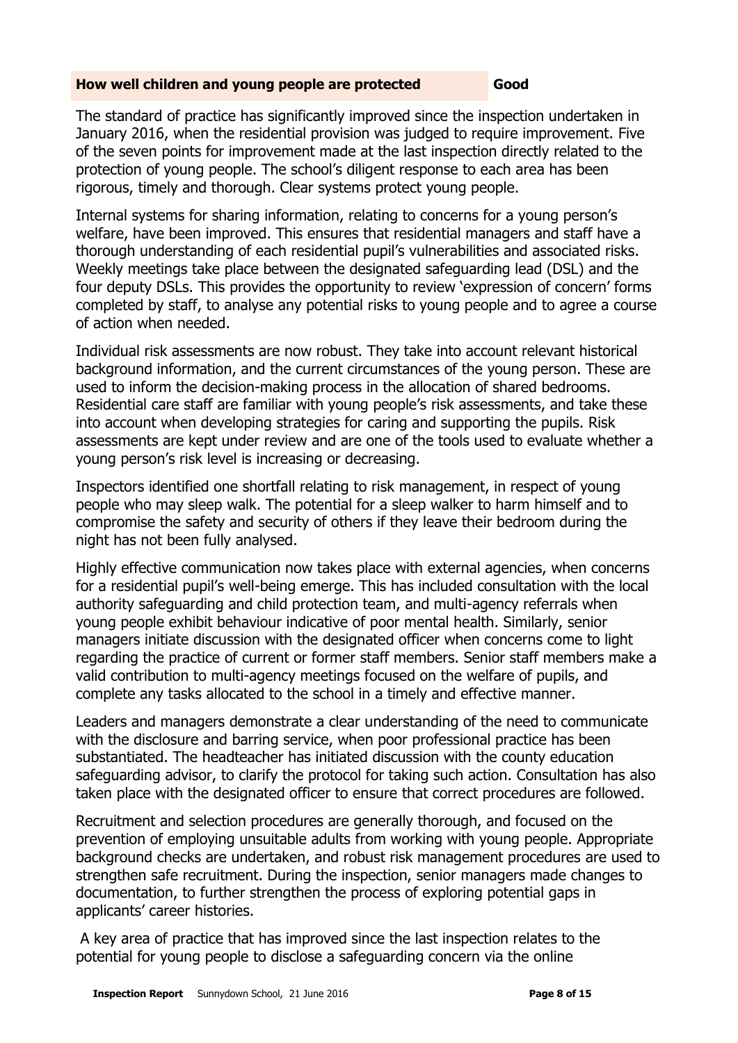| How well children and young people are protected | Good |
| --- | --- |

The standard of practice has significantly improved since the inspection undertaken in January 2016, when the residential provision was judged to require improvement. Five of the seven points for improvement made at the last inspection directly related to the protection of young people. The school's diligent response to each area has been rigorous, timely and thorough. Clear systems protect young people.

Internal systems for sharing information, relating to concerns for a young person's welfare, have been improved. This ensures that residential managers and staff have a thorough understanding of each residential pupil's vulnerabilities and associated risks. Weekly meetings take place between the designated safeguarding lead (DSL) and the four deputy DSLs. This provides the opportunity to review 'expression of concern' forms completed by staff, to analyse any potential risks to young people and to agree a course of action when needed.

Individual risk assessments are now robust. They take into account relevant historical background information, and the current circumstances of the young person. These are used to inform the decision-making process in the allocation of shared bedrooms. Residential care staff are familiar with young people's risk assessments, and take these into account when developing strategies for caring and supporting the pupils. Risk assessments are kept under review and are one of the tools used to evaluate whether a young person's risk level is increasing or decreasing.

Inspectors identified one shortfall relating to risk management, in respect of young people who may sleep walk. The potential for a sleep walker to harm himself and to compromise the safety and security of others if they leave their bedroom during the night has not been fully analysed.

Highly effective communication now takes place with external agencies, when concerns for a residential pupil's well-being emerge. This has included consultation with the local authority safeguarding and child protection team, and multi-agency referrals when young people exhibit behaviour indicative of poor mental health. Similarly, senior managers initiate discussion with the designated officer when concerns come to light regarding the practice of current or former staff members. Senior staff members make a valid contribution to multi-agency meetings focused on the welfare of pupils, and complete any tasks allocated to the school in a timely and effective manner.

Leaders and managers demonstrate a clear understanding of the need to communicate with the disclosure and barring service, when poor professional practice has been substantiated. The headteacher has initiated discussion with the county education safeguarding advisor, to clarify the protocol for taking such action. Consultation has also taken place with the designated officer to ensure that correct procedures are followed.

Recruitment and selection procedures are generally thorough, and focused on the prevention of employing unsuitable adults from working with young people. Appropriate background checks are undertaken, and robust risk management procedures are used to strengthen safe recruitment. During the inspection, senior managers made changes to documentation, to further strengthen the process of exploring potential gaps in applicants' career histories.

A key area of practice that has improved since the last inspection relates to the potential for young people to disclose a safeguarding concern via the online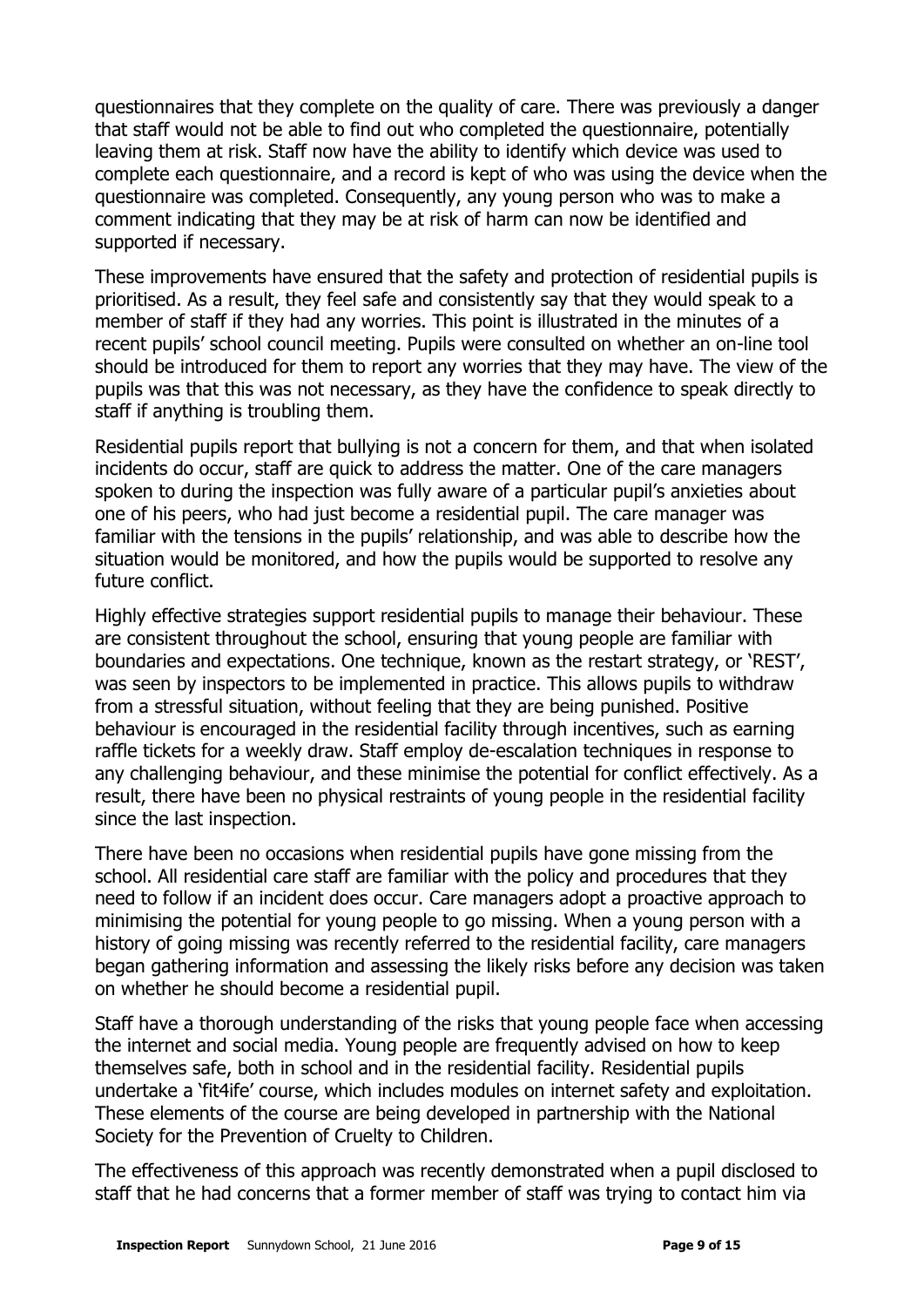questionnaires that they complete on the quality of care. There was previously a danger that staff would not be able to find out who completed the questionnaire, potentially leaving them at risk. Staff now have the ability to identify which device was used to complete each questionnaire, and a record is kept of who was using the device when the questionnaire was completed. Consequently, any young person who was to make a comment indicating that they may be at risk of harm can now be identified and supported if necessary.

These improvements have ensured that the safety and protection of residential pupils is prioritised. As a result, they feel safe and consistently say that they would speak to a member of staff if they had any worries. This point is illustrated in the minutes of a recent pupils' school council meeting. Pupils were consulted on whether an on-line tool should be introduced for them to report any worries that they may have. The view of the pupils was that this was not necessary, as they have the confidence to speak directly to staff if anything is troubling them.

Residential pupils report that bullying is not a concern for them, and that when isolated incidents do occur, staff are quick to address the matter. One of the care managers spoken to during the inspection was fully aware of a particular pupil's anxieties about one of his peers, who had just become a residential pupil. The care manager was familiar with the tensions in the pupils' relationship, and was able to describe how the situation would be monitored, and how the pupils would be supported to resolve any future conflict.

Highly effective strategies support residential pupils to manage their behaviour. These are consistent throughout the school, ensuring that young people are familiar with boundaries and expectations. One technique, known as the restart strategy, or 'REST', was seen by inspectors to be implemented in practice. This allows pupils to withdraw from a stressful situation, without feeling that they are being punished. Positive behaviour is encouraged in the residential facility through incentives, such as earning raffle tickets for a weekly draw. Staff employ de-escalation techniques in response to any challenging behaviour, and these minimise the potential for conflict effectively. As a result, there have been no physical restraints of young people in the residential facility since the last inspection.

There have been no occasions when residential pupils have gone missing from the school. All residential care staff are familiar with the policy and procedures that they need to follow if an incident does occur. Care managers adopt a proactive approach to minimising the potential for young people to go missing. When a young person with a history of going missing was recently referred to the residential facility, care managers began gathering information and assessing the likely risks before any decision was taken on whether he should become a residential pupil.

Staff have a thorough understanding of the risks that young people face when accessing the internet and social media. Young people are frequently advised on how to keep themselves safe, both in school and in the residential facility. Residential pupils undertake a 'fit4ife' course, which includes modules on internet safety and exploitation. These elements of the course are being developed in partnership with the National Society for the Prevention of Cruelty to Children.

The effectiveness of this approach was recently demonstrated when a pupil disclosed to staff that he had concerns that a former member of staff was trying to contact him via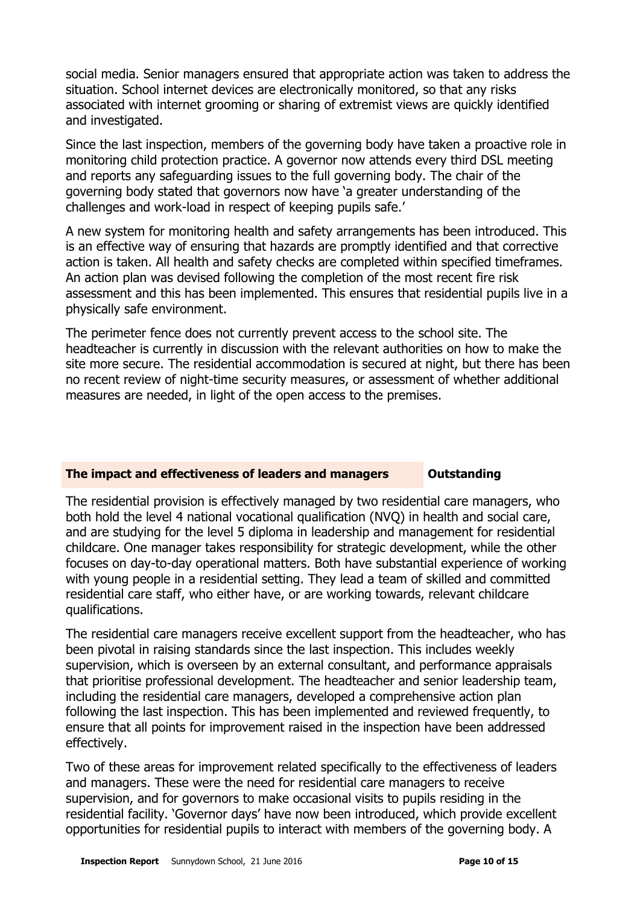social media. Senior managers ensured that appropriate action was taken to address the situation. School internet devices are electronically monitored, so that any risks associated with internet grooming or sharing of extremist views are quickly identified and investigated.

Since the last inspection, members of the governing body have taken a proactive role in monitoring child protection practice. A governor now attends every third DSL meeting and reports any safeguarding issues to the full governing body. The chair of the governing body stated that governors now have 'a greater understanding of the challenges and work-load in respect of keeping pupils safe.'

A new system for monitoring health and safety arrangements has been introduced. This is an effective way of ensuring that hazards are promptly identified and that corrective action is taken. All health and safety checks are completed within specified timeframes. An action plan was devised following the completion of the most recent fire risk assessment and this has been implemented. This ensures that residential pupils live in a physically safe environment.

The perimeter fence does not currently prevent access to the school site. The headteacher is currently in discussion with the relevant authorities on how to make the site more secure. The residential accommodation is secured at night, but there has been no recent review of night-time security measures, or assessment of whether additional measures are needed, in light of the open access to the premises.

| The impact and effectiveness of leaders and managers | Outstanding |
| --- | --- |

The residential provision is effectively managed by two residential care managers, who both hold the level 4 national vocational qualification (NVQ) in health and social care, and are studying for the level 5 diploma in leadership and management for residential childcare. One manager takes responsibility for strategic development, while the other focuses on day-to-day operational matters. Both have substantial experience of working with young people in a residential setting. They lead a team of skilled and committed residential care staff, who either have, or are working towards, relevant childcare qualifications.

The residential care managers receive excellent support from the headteacher, who has been pivotal in raising standards since the last inspection. This includes weekly supervision, which is overseen by an external consultant, and performance appraisals that prioritise professional development. The headteacher and senior leadership team, including the residential care managers, developed a comprehensive action plan following the last inspection. This has been implemented and reviewed frequently, to ensure that all points for improvement raised in the inspection have been addressed effectively.

Two of these areas for improvement related specifically to the effectiveness of leaders and managers. These were the need for residential care managers to receive supervision, and for governors to make occasional visits to pupils residing in the residential facility. 'Governor days' have now been introduced, which provide excellent opportunities for residential pupils to interact with members of the governing body. A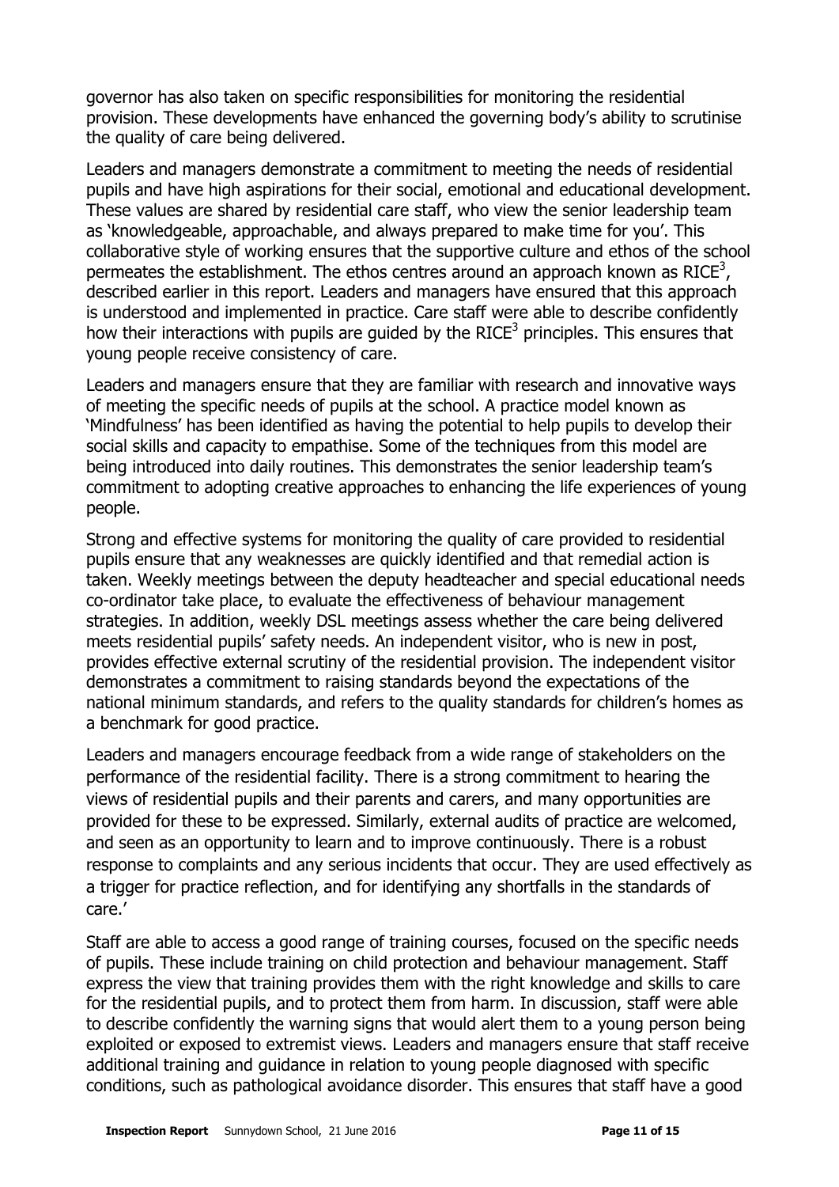governor has also taken on specific responsibilities for monitoring the residential provision. These developments have enhanced the governing body's ability to scrutinise the quality of care being delivered.

Leaders and managers demonstrate a commitment to meeting the needs of residential pupils and have high aspirations for their social, emotional and educational development. These values are shared by residential care staff, who view the senior leadership team as 'knowledgeable, approachable, and always prepared to make time for you'. This collaborative style of working ensures that the supportive culture and ethos of the school permeates the establishment. The ethos centres around an approach known as RICE[3], described earlier in this report. Leaders and managers have ensured that this approach is understood and implemented in practice. Care staff were able to describe confidently how their interactions with pupils are guided by the RICE[3] principles. This ensures that young people receive consistency of care.

Leaders and managers ensure that they are familiar with research and innovative ways of meeting the specific needs of pupils at the school. A practice model known as 'Mindfulness' has been identified as having the potential to help pupils to develop their social skills and capacity to empathise. Some of the techniques from this model are being introduced into daily routines. This demonstrates the senior leadership team's commitment to adopting creative approaches to enhancing the life experiences of young people.

Strong and effective systems for monitoring the quality of care provided to residential pupils ensure that any weaknesses are quickly identified and that remedial action is taken. Weekly meetings between the deputy headteacher and special educational needs co-ordinator take place, to evaluate the effectiveness of behaviour management strategies. In addition, weekly DSL meetings assess whether the care being delivered meets residential pupils' safety needs. An independent visitor, who is new in post, provides effective external scrutiny of the residential provision. The independent visitor demonstrates a commitment to raising standards beyond the expectations of the national minimum standards, and refers to the quality standards for children's homes as a benchmark for good practice.

Leaders and managers encourage feedback from a wide range of stakeholders on the performance of the residential facility. There is a strong commitment to hearing the views of residential pupils and their parents and carers, and many opportunities are provided for these to be expressed. Similarly, external audits of practice are welcomed, and seen as an opportunity to learn and to improve continuously. There is a robust response to complaints and any serious incidents that occur. They are used effectively as a trigger for practice reflection, and for identifying any shortfalls in the standards of care.'

Staff are able to access a good range of training courses, focused on the specific needs of pupils. These include training on child protection and behaviour management. Staff express the view that training provides them with the right knowledge and skills to care for the residential pupils, and to protect them from harm. In discussion, staff were able to describe confidently the warning signs that would alert them to a young person being exploited or exposed to extremist views. Leaders and managers ensure that staff receive additional training and guidance in relation to young people diagnosed with specific conditions, such as pathological avoidance disorder. This ensures that staff have a good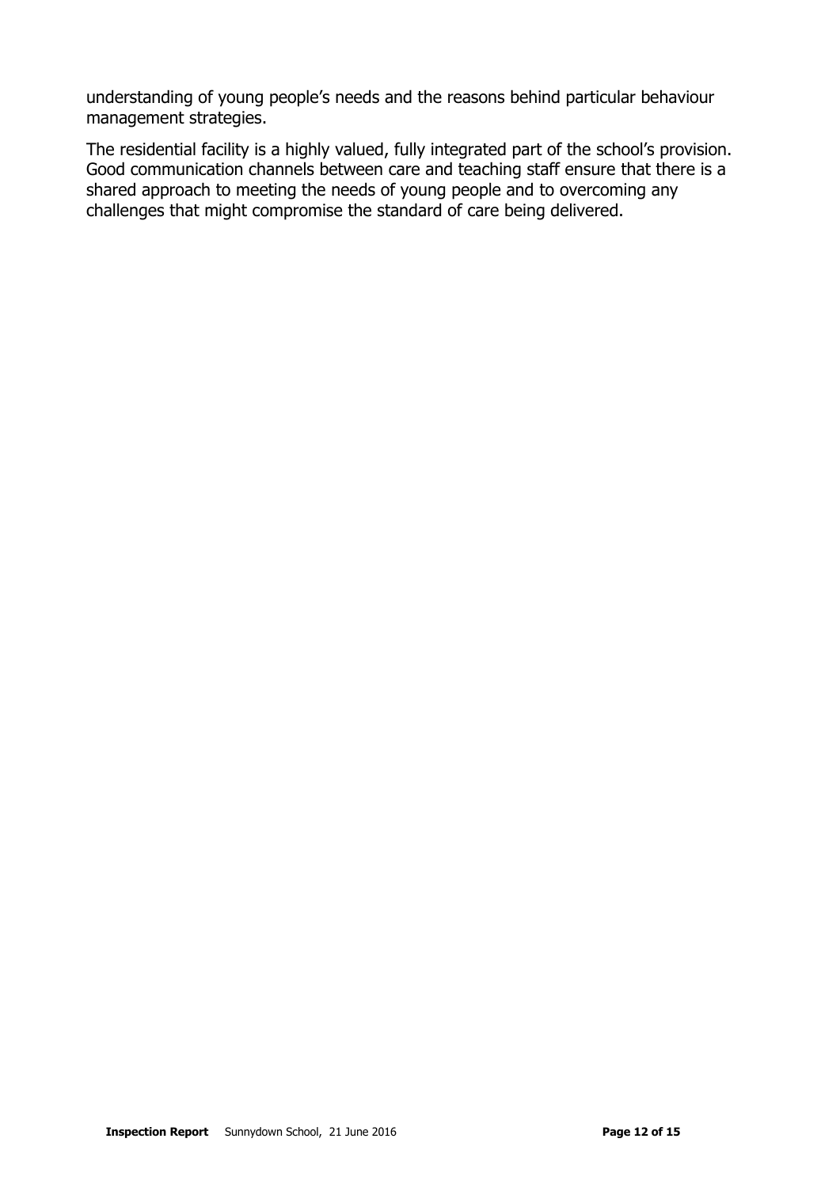understanding of young people's needs and the reasons behind particular behaviour management strategies.

The residential facility is a highly valued, fully integrated part of the school's provision. Good communication channels between care and teaching staff ensure that there is a shared approach to meeting the needs of young people and to overcoming any challenges that might compromise the standard of care being delivered.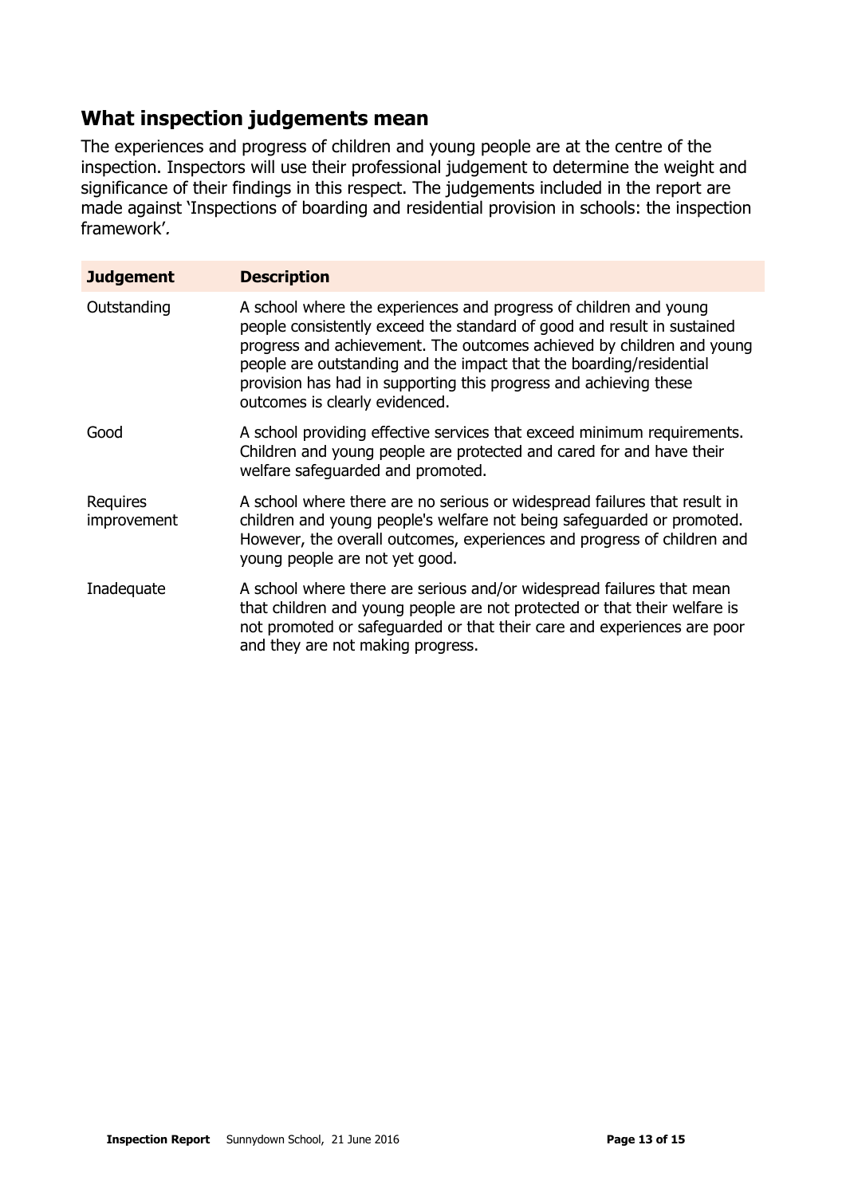## What inspection judgements mean

The experiences and progress of children and young people are at the centre of the inspection. Inspectors will use their professional judgement to determine the weight and significance of their findings in this respect. The judgements included in the report are made against 'Inspections of boarding and residential provision in schools: the inspection framework'.

| Judgement | Description |
|---|---|
| Outstanding | A school where the experiences and progress of children and young people consistently exceed the standard of good and result in sustained progress and achievement. The outcomes achieved by children and young people are outstanding and the impact that the boarding/residential provision has had in supporting this progress and achieving these outcomes is clearly evidenced. |
| Good | A school providing effective services that exceed minimum requirements. Children and young people are protected and cared for and have their welfare safeguarded and promoted. |
| Requires improvement | A school where there are no serious or widespread failures that result in children and young people's welfare not being safeguarded or promoted. However, the overall outcomes, experiences and progress of children and young people are not yet good. |
| Inadequate | A school where there are serious and/or widespread failures that mean that children and young people are not protected or that their welfare is not promoted or safeguarded or that their care and experiences are poor and they are not making progress. |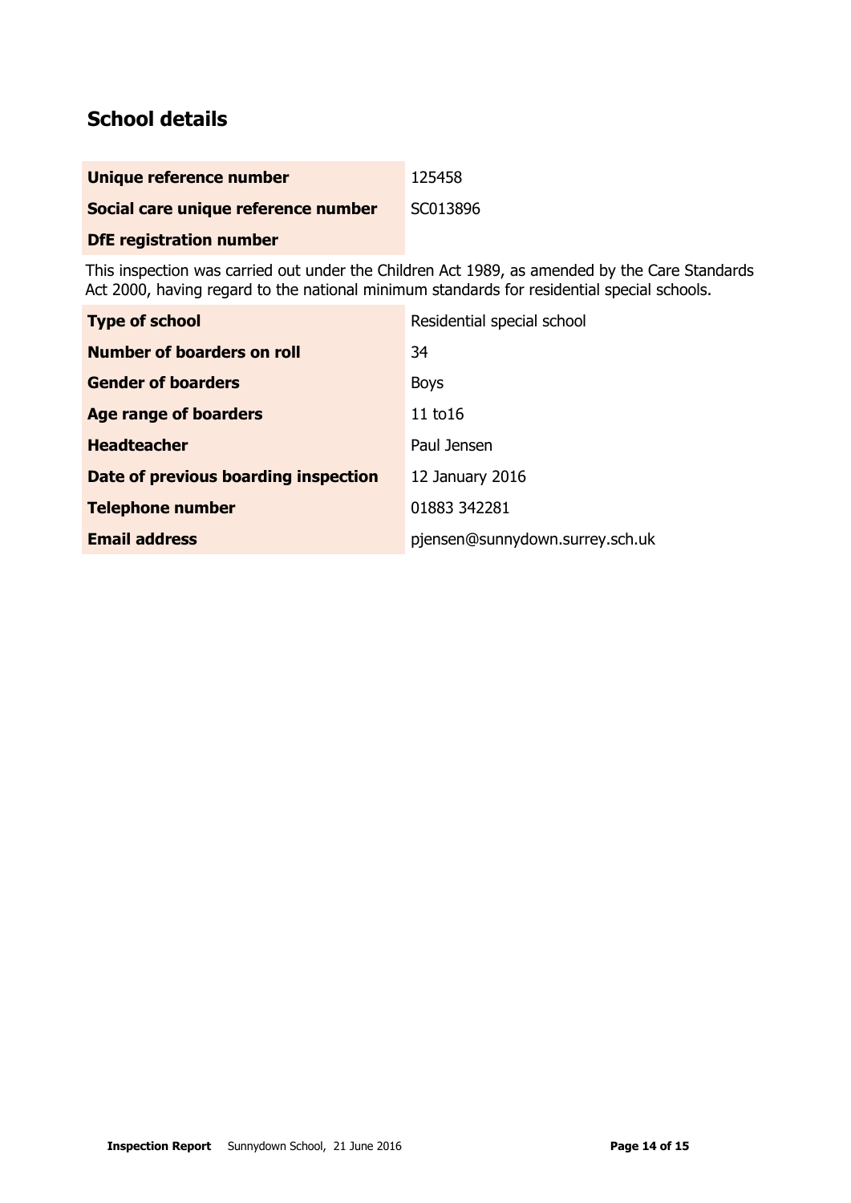## School details

| | |
|---|---|
| **Unique reference number** | 125458 |
| **Social care unique reference number** | SC013896 |
| **DfE registration number** | |

This inspection was carried out under the Children Act 1989, as amended by the Care Standards Act 2000, having regard to the national minimum standards for residential special schools.

| | |
|---|---|
| **Type of school** | Residential special school |
| **Number of boarders on roll** | 34 |
| **Gender of boarders** | Boys |
| **Age range of boarders** | 11 to16 |
| **Headteacher** | Paul Jensen |
| **Date of previous boarding inspection** | 12 January 2016 |
| **Telephone number** | 01883 342281 |
| **Email address** | pjensen@sunnydown.surrey.sch.uk |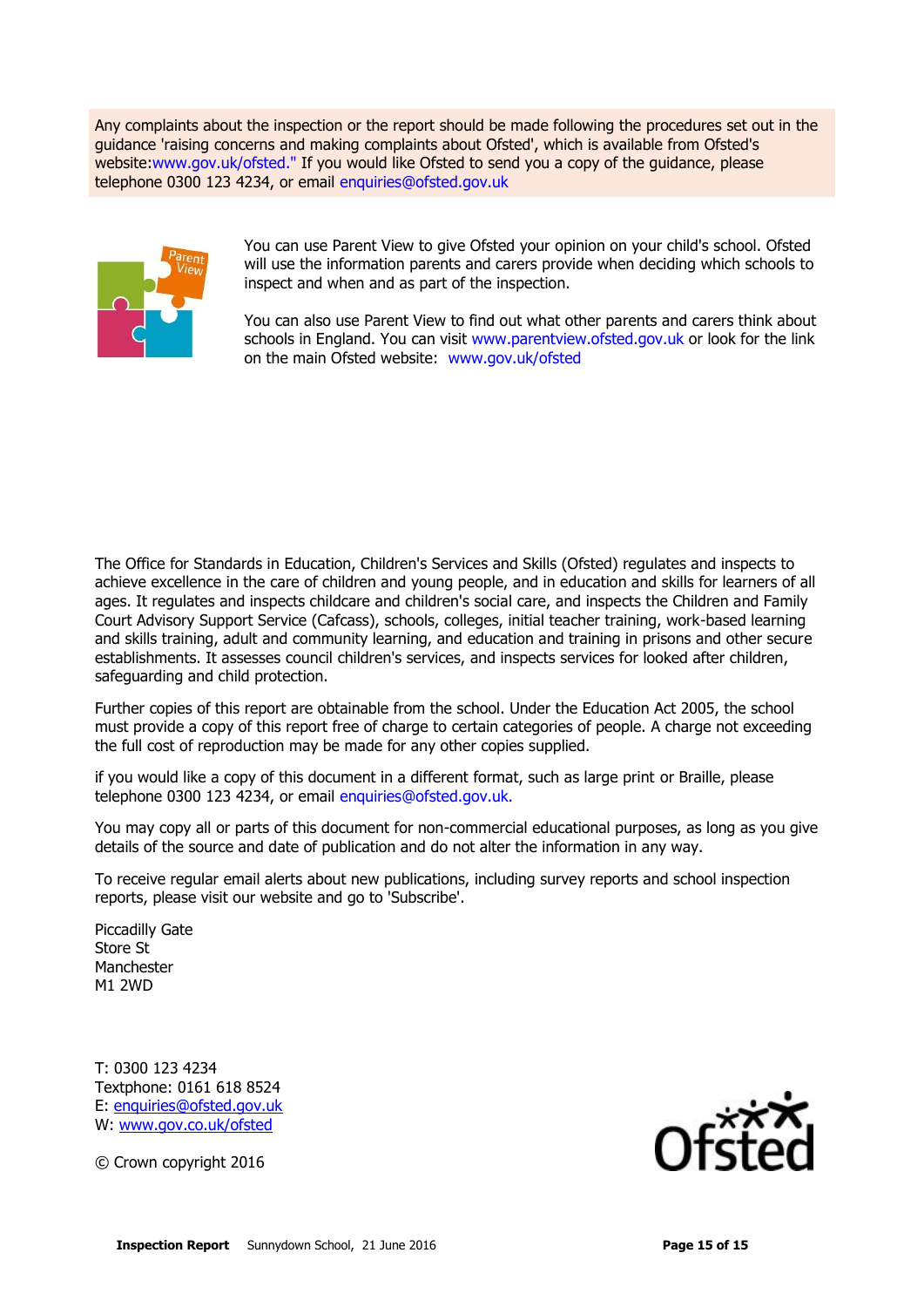Any complaints about the inspection or the report should be made following the procedures set out in the guidance 'raising concerns and making complaints about Ofsted', which is available from Ofsted's website:www.gov.uk/ofsted." If you would like Ofsted to send you a copy of the guidance, please telephone 0300 123 4234, or email enquiries@ofsted.gov.uk

You can use Parent View to give Ofsted your opinion on your child's school. Ofsted will use the information parents and carers provide when deciding which schools to inspect and when and as part of the inspection.

You can also use Parent View to find out what other parents and carers think about schools in England. You can visit www.parentview.ofsted.gov.uk or look for the link on the main Ofsted website: www.gov.uk/ofsted

The Office for Standards in Education, Children's Services and Skills (Ofsted) regulates and inspects to achieve excellence in the care of children and young people, and in education and skills for learners of all ages. It regulates and inspects childcare and children's social care, and inspects the Children and Family Court Advisory Support Service (Cafcass), schools, colleges, initial teacher training, work-based learning and skills training, adult and community learning, and education and training in prisons and other secure establishments. It assesses council children's services, and inspects services for looked after children, safeguarding and child protection.

Further copies of this report are obtainable from the school. Under the Education Act 2005, the school must provide a copy of this report free of charge to certain categories of people. A charge not exceeding the full cost of reproduction may be made for any other copies supplied.

if you would like a copy of this document in a different format, such as large print or Braille, please telephone 0300 123 4234, or email enquiries@ofsted.gov.uk.

You may copy all or parts of this document for non-commercial educational purposes, as long as you give details of the source and date of publication and do not alter the information in any way.

To receive regular email alerts about new publications, including survey reports and school inspection reports, please visit our website and go to 'Subscribe'.

Piccadilly Gate  
Store St  
Manchester  
M1 2WD

T: 0300 123 4234  
Textphone: 0161 618 8524  
E: enquiries@ofsted.gov.uk  
W: www.gov.co.uk/ofsted

© Crown copyright 2016